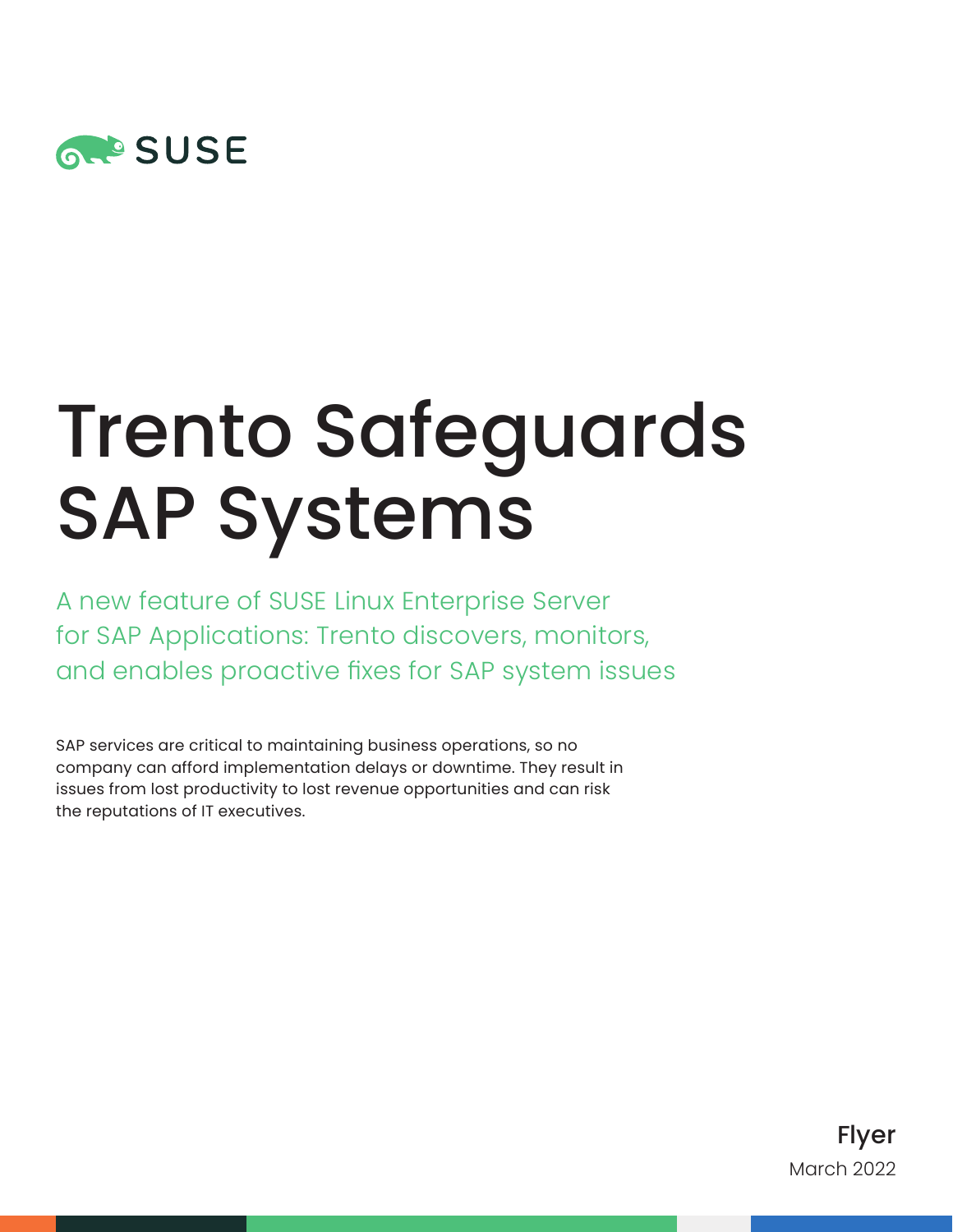SUSE

# Trento Safeguards SAP Systems

A new feature of SUSE Linux Enterprise Server for SAP Applications: Trento discovers, monitors, and enables proactive fixes for SAP system issues

SAP services are critical to maintaining business operations, so no company can afford implementation delays or downtime. They result in issues from lost productivity to lost revenue opportunities and can risk the reputations of IT executives.

**Flyer**
March 2022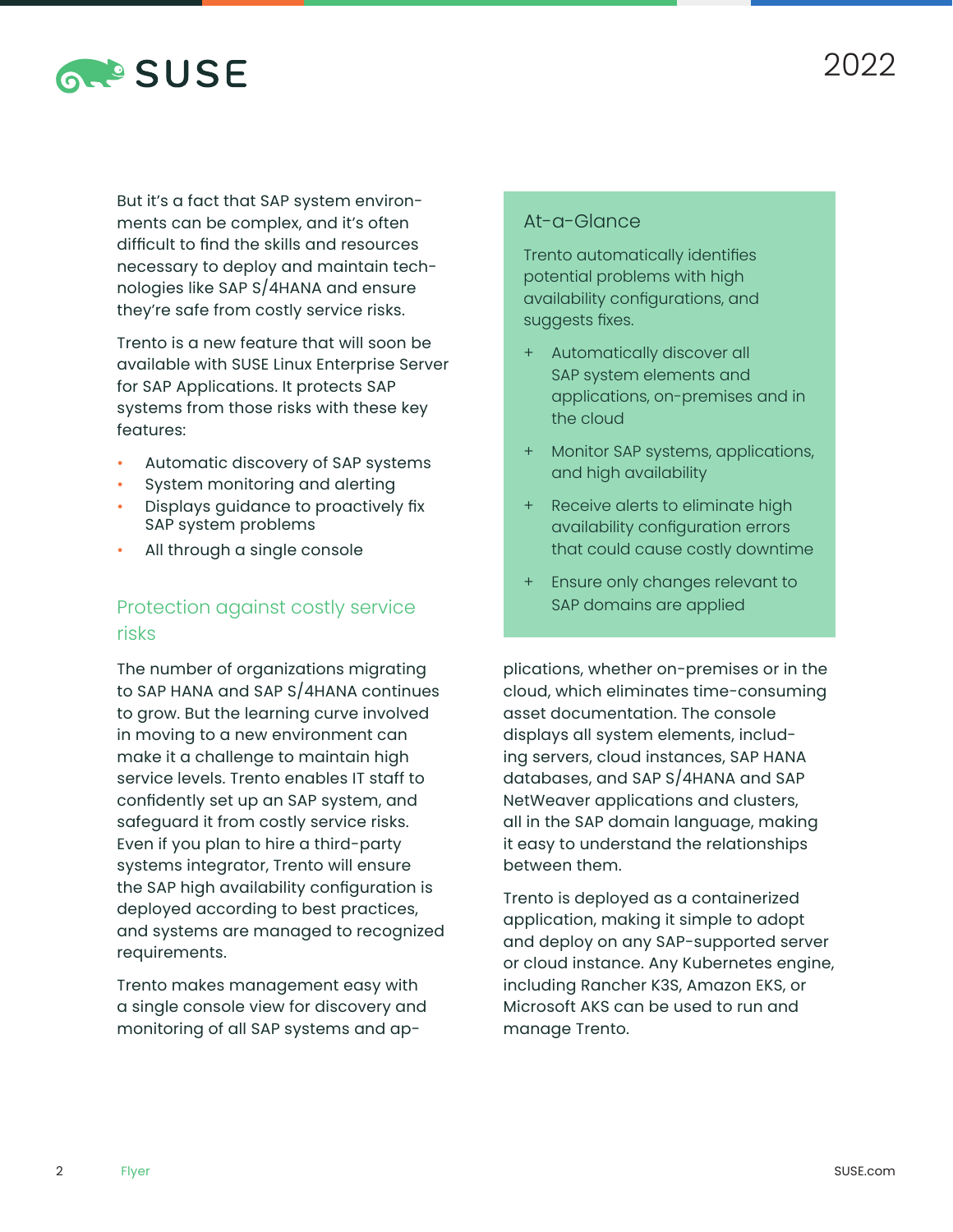But it's a fact that SAP system environments can be complex, and it's often difficult to find the skills and resources necessary to deploy and maintain technologies like SAP S/4HANA and ensure they're safe from costly service risks.

Trento is a new feature that will soon be available with SUSE Linux Enterprise Server for SAP Applications. It protects SAP systems from those risks with these key features:

- Automatic discovery of SAP systems
- System monitoring and alerting
- Displays guidance to proactively fix SAP system problems
- All through a single console

## Protection against costly service risks

The number of organizations migrating to SAP HANA and SAP S/4HANA continues to grow. But the learning curve involved in moving to a new environment can make it a challenge to maintain high service levels. Trento enables IT staff to confidently set up an SAP system, and safeguard it from costly service risks. Even if you plan to hire a third-party systems integrator, Trento will ensure the SAP high availability configuration is deployed according to best practices, and systems are managed to recognized requirements.

Trento makes management easy with a single console view for discovery and monitoring of all SAP systems and applications, whether on-premises or in the cloud, which eliminates time-consuming asset documentation. The console displays all system elements, including servers, cloud instances, SAP HANA databases, and SAP S/4HANA and SAP NetWeaver applications and clusters, all in the SAP domain language, making it easy to understand the relationships between them.

Trento is deployed as a containerized application, making it simple to adopt and deploy on any SAP-supported server or cloud instance. Any Kubernetes engine, including Rancher K3S, Amazon EKS, or Microsoft AKS can be used to run and manage Trento.

### At-a-Glance

Trento automatically identifies potential problems with high availability configurations, and suggests fixes.

+ Automatically discover all SAP system elements and applications, on-premises and in the cloud
+ Monitor SAP systems, applications, and high availability
+ Receive alerts to eliminate high availability configuration errors that could cause costly downtime
+ Ensure only changes relevant to SAP domains are applied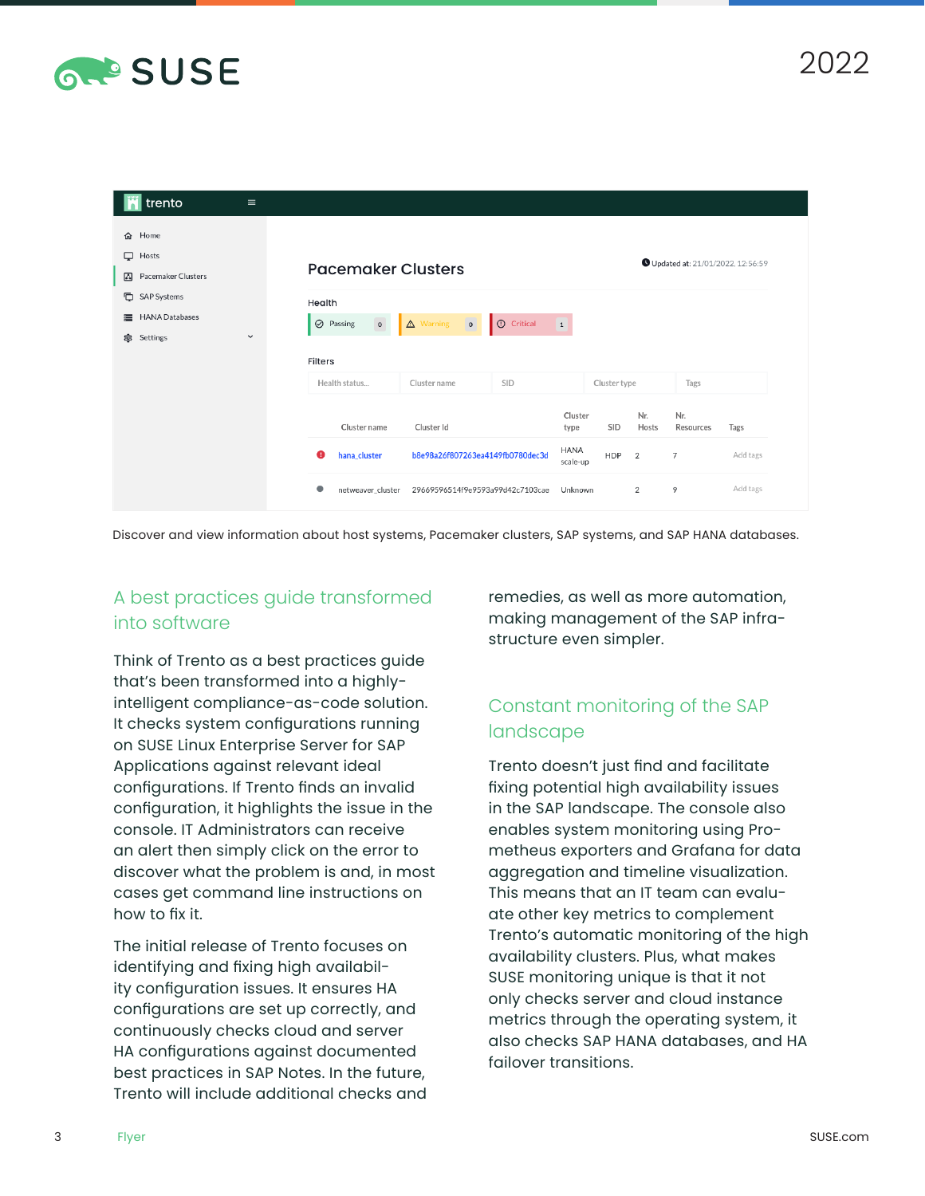Discover and view information about host systems, Pacemaker clusters, SAP systems, and SAP HANA databases.

## A best practices guide transformed into software

Think of Trento as a best practices guide that's been transformed into a highly-intelligent compliance-as-code solution. It checks system configurations running on SUSE Linux Enterprise Server for SAP Applications against relevant ideal configurations. If Trento finds an invalid configuration, it highlights the issue in the console. IT Administrators can receive an alert then simply click on the error to discover what the problem is and, in most cases get command line instructions on how to fix it.

The initial release of Trento focuses on identifying and fixing high availability configuration issues. It ensures HA configurations are set up correctly, and continuously checks cloud and server HA configurations against documented best practices in SAP Notes. In the future, Trento will include additional checks and remedies, as well as more automation, making management of the SAP infrastructure even simpler.

## Constant monitoring of the SAP landscape

Trento doesn't just find and facilitate fixing potential high availability issues in the SAP landscape. The console also enables system monitoring using Prometheus exporters and Grafana for data aggregation and timeline visualization. This means that an IT team can evaluate other key metrics to complement Trento's automatic monitoring of the high availability clusters. Plus, what makes SUSE monitoring unique is that it not only checks server and cloud instance metrics through the operating system, it also checks SAP HANA databases, and HA failover transitions.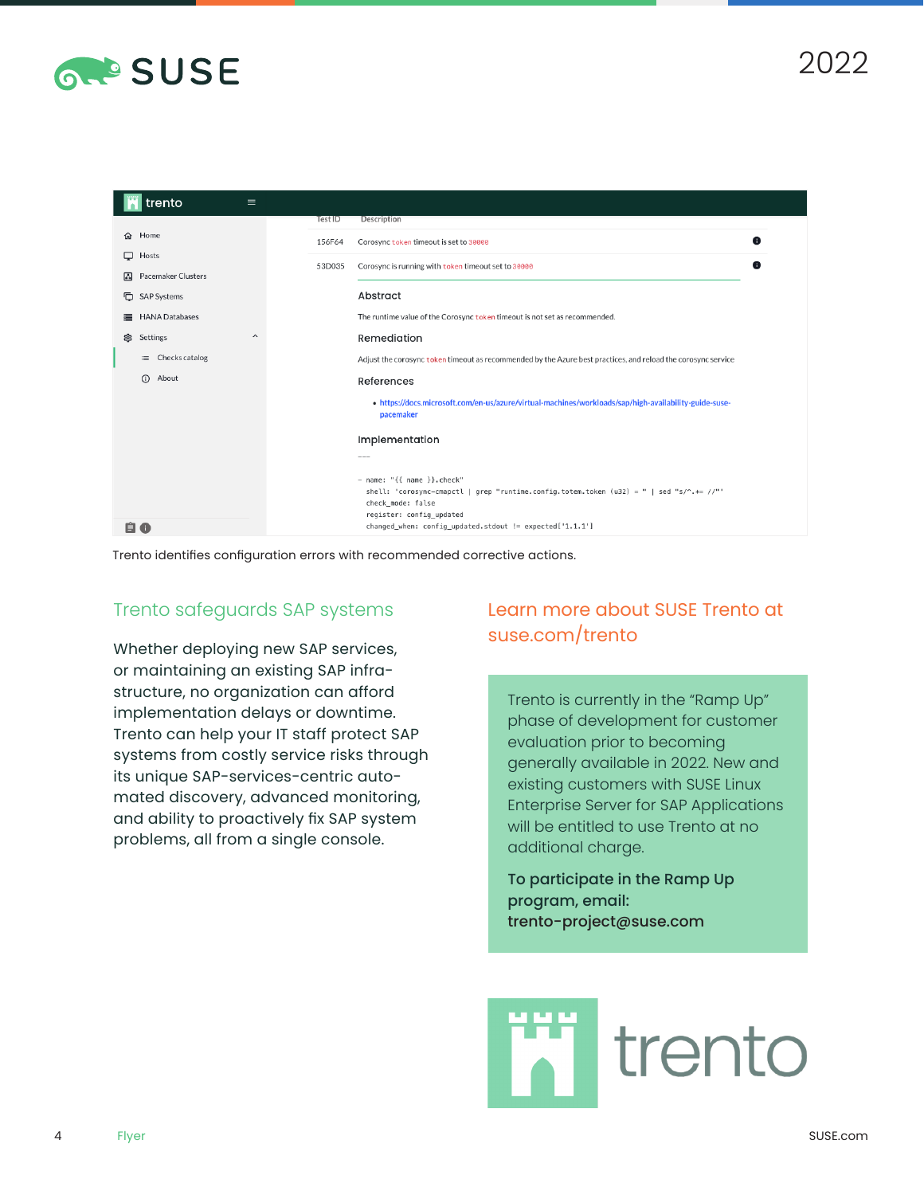Trento identifies configuration errors with recommended corrective actions.

## Trento safeguards SAP systems

Whether deploying new SAP services, or maintaining an existing SAP infrastructure, no organization can afford implementation delays or downtime. Trento can help your IT staff protect SAP systems from costly service risks through its unique SAP-services-centric automated discovery, advanced monitoring, and ability to proactively fix SAP system problems, all from a single console.

## Learn more about SUSE Trento at suse.com/trento

Trento is currently in the "Ramp Up" phase of development for customer evaluation prior to becoming generally available in 2022. New and existing customers with SUSE Linux Enterprise Server for SAP Applications will be entitled to use Trento at no additional charge.

**To participate in the Ramp Up program, email: trento-project@suse.com**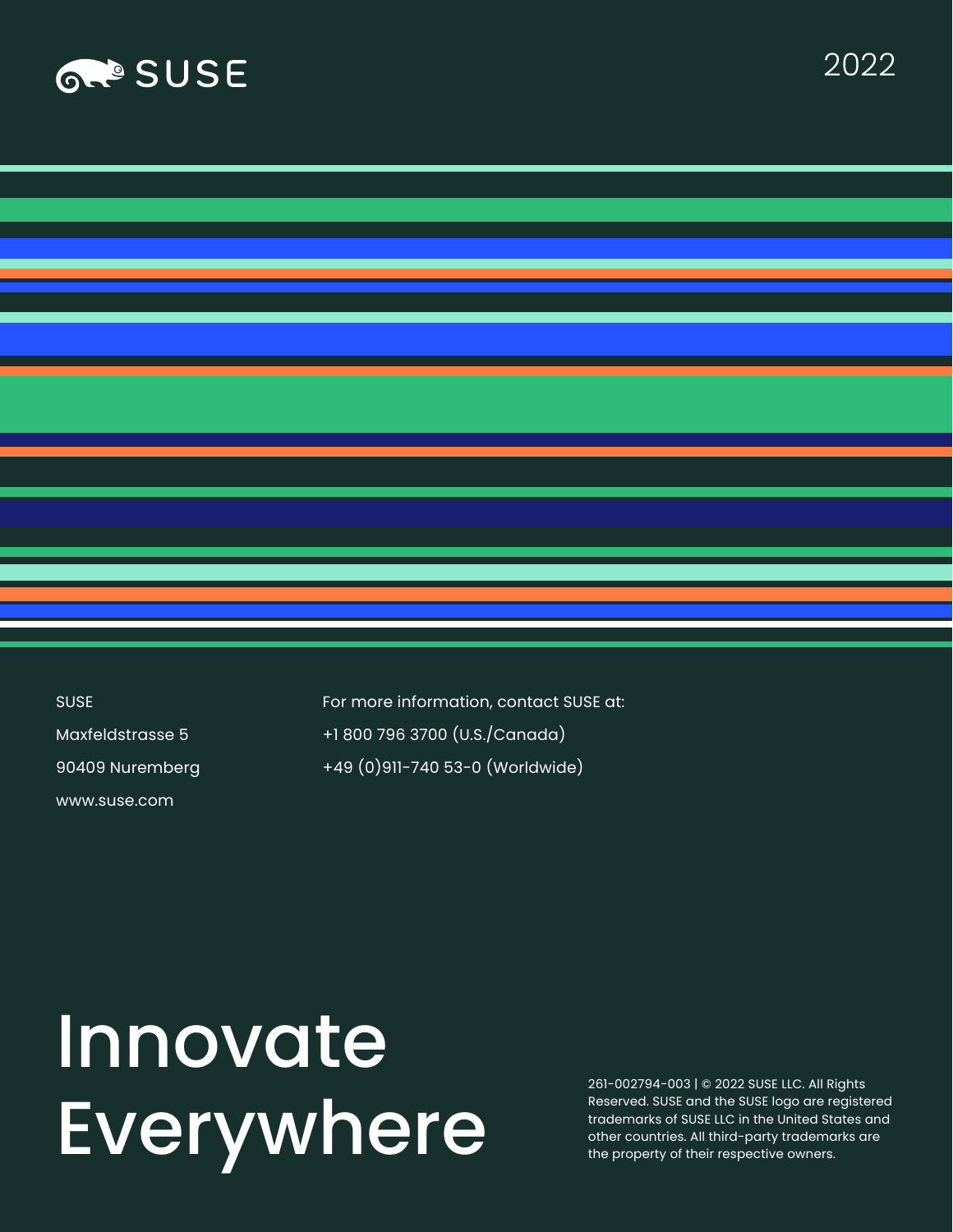SUSE

2022

SUSE

Maxfeldstrasse 5

90409 Nuremberg

www.suse.com

For more information, contact SUSE at:

+1 800 796 3700 (U.S./Canada)

+49 (0)911-740 53-0 (Worldwide)

# Innovate Everywhere

261-002794-003 | © 2022 SUSE LLC. All Rights Reserved. SUSE and the SUSE logo are registered trademarks of SUSE LLC in the United States and other countries. All third-party trademarks are the property of their respective owners.